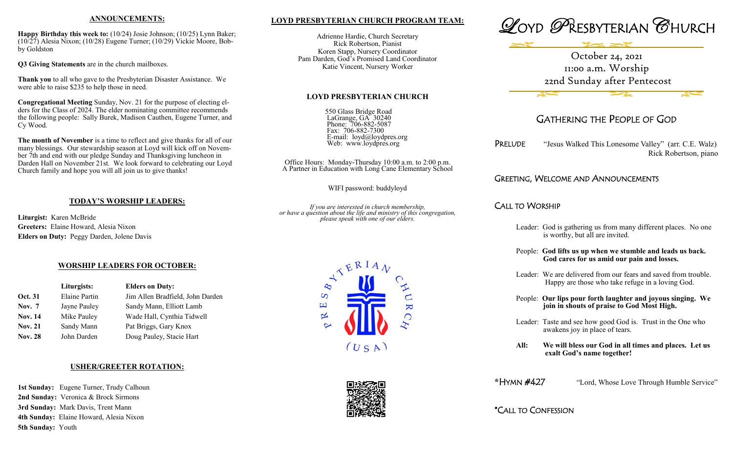## ANNOUNCEMENTS:

**Happy Birthday this week to:** (10/24) Josie Johnson; (10/25) Lynn Baker; (10/27) Alesia Nixon; (10/28) Eugene Turner; (10/29) Vickie Moore, Bobby Goldston

**Q3 Giving Statements** are in the church mailboxes.

**Thank you** to all who gave to the Presbyterian Disaster Assistance. We were able to raise $235 to help those in need.

**Congregational Meeting** Sunday, Nov. 21 for the purpose of electing elders for the Class of 2024. The elder nominating committee recommends the following people: Sally Burek, Madison Cauthen, Eugene Turner, and Cy Wood.

**The month of November** is a time to reflect and give thanks for all of our many blessings. Our stewardship season at Loyd will kick off on November 7th and end with our pledge Sunday and Thanksgiving luncheon in Darden Hall on November 21st. We look forward to celebrating our Loyd Church family and hope you will all join us to give thanks!

## TODAY'S WORSHIP LEADERS:

**Liturgist:** Karen McBride
**Greeters:** Elaine Howard, Alesia Nixon
**Elders on Duty:** Peggy Darden, Jolene Davis

## WORSHIP LEADERS FOR OCTOBER:

| | Liturgists: | Elders on Duty: |
|---|---|---|
| **Oct. 31** | Elaine Partin | Jim Allen Bradfield, John Darden |
| **Nov. 7** | Jayne Pauley | Sandy Mann, Elliott Lamb |
| **Nov. 14** | Mike Pauley | Wade Hall, Cynthia Tidwell |
| **Nov. 21** | Sandy Mann | Pat Briggs, Gary Knox |
| **Nov. 28** | John Darden | Doug Pauley, Stacie Hart |

## USHER/GREETER ROTATION:

**1st Sunday:** Eugene Turner, Trudy Calhoun
**2nd Sunday:** Veronica & Brock Sirmons
**3rd Sunday:** Mark Davis, Trent Mann
**4th Sunday:** Elaine Howard, Alesia Nixon
**5th Sunday:** Youth

## LOYD PRESBYTERIAN CHURCH PROGRAM TEAM:

Adrienne Hardie, Church Secretary
Rick Robertson, Pianist
Koren Stapp, Nursery Coordinator
Pam Darden, God's Promised Land Coordinator
Katie Vincent, Nursery Worker

## LOYD PRESBYTERIAN CHURCH

550 Glass Bridge Road
LaGrange, GA 30240
Phone: 706-882-5087
Fax: 706-882-7300
E-mail: loyd@loydpres.org
Web: www.loydpres.org

Office Hours: Monday-Thursday 10:00 a.m. to 2:00 p.m.
A Partner in Education with Long Cane Elementary School

WIFI password: buddyloyd

*If you are interested in church membership, or have a question about the life and ministry of this congregation, please speak with one of our elders.*

# LOYD PRESBYTERIAN CHURCH

October 24, 2021
11:00 a.m. Worship
22nd Sunday after Pentecost

## GATHERING THE PEOPLE OF GOD

PRELUDE "Jesus Walked This Lonesome Valley" (arr. C.E. Walz)
Rick Robertson, piano

GREETING, WELCOME AND ANNOUNCEMENTS

CALL TO WORSHIP

Leader: God is gathering us from many different places. No one is worthy, but all are invited.

People: **God lifts us up when we stumble and leads us back. God cares for us amid our pain and losses.**

Leader: We are delivered from our fears and saved from trouble. Happy are those who take refuge in a loving God.

People: **Our lips pour forth laughter and joyous singing. We join in shouts of praise to God Most High.**

Leader: Taste and see how good God is. Trust in the One who awakens joy in place of tears.

**All: We will bless our God in all times and places. Let us exalt God's name together!**

*HYMN #427 "Lord, Whose Love Through Humble Service"

*CALL TO CONFESSION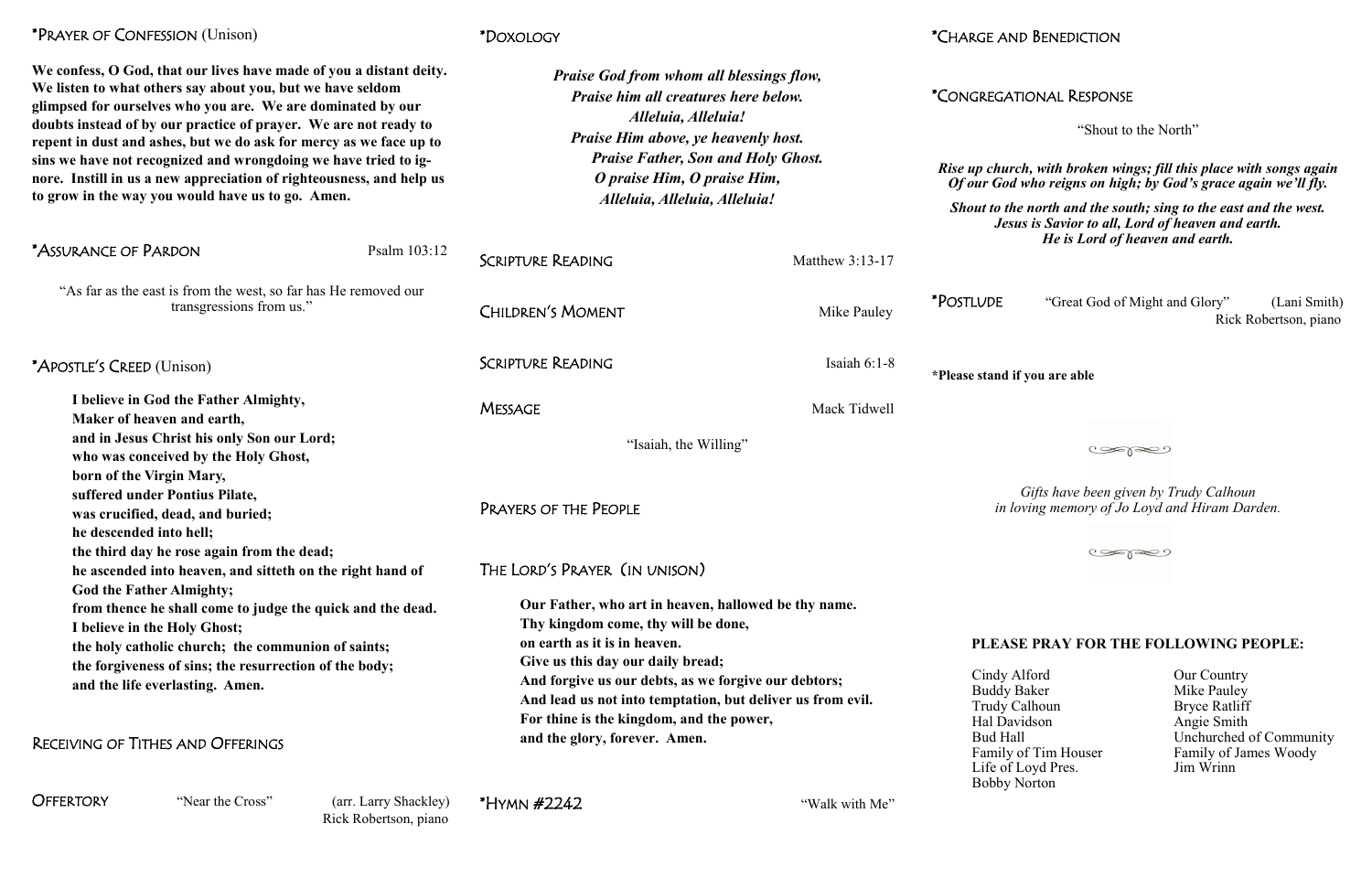## *Prayer of Confession (Unison)

**We confess, O God, that our lives have made of you a distant deity. We listen to what others say about you, but we have seldom glimpsed for ourselves who you are. We are dominated by our doubts instead of by our practice of prayer. We are not ready to repent in dust and ashes, but we do ask for mercy as we face up to sins we have not recognized and wrongdoing we have tried to ignore. Instill in us a new appreciation of righteousness, and help us to grow in the way you would have us to go. Amen.**

## *Assurance of Pardon — Psalm 103:12

"As far as the east is from the west, so far has He removed our transgressions from us."

## *Apostle's Creed (Unison)

**I believe in God the Father Almighty,**
**Maker of heaven and earth,**
**and in Jesus Christ his only Son our Lord;**
**who was conceived by the Holy Ghost,**
**born of the Virgin Mary,**
**suffered under Pontius Pilate,**
**was crucified, dead, and buried;**
**he descended into hell;**
**the third day he rose again from the dead;**
**he ascended into heaven, and sitteth on the right hand of God the Father Almighty;**
**from thence he shall come to judge the quick and the dead.**
**I believe in the Holy Ghost;**
**the holy catholic church; the communion of saints;**
**the forgiveness of sins; the resurrection of the body;**
**and the life everlasting. Amen.**

## Receiving of Tithes and Offerings

**Offertory** — "Near the Cross" (arr. Larry Shackley)
Rick Robertson, piano

## *Doxology

***Praise God from whom all blessings flow,***
***Praise him all creatures here below.***
***Alleluia, Alleluia!***
***Praise Him above, ye heavenly host.***
***Praise Father, Son and Holy Ghost.***
***O praise Him, O praise Him,***
***Alleluia, Alleluia, Alleluia!***

## Scripture Reading — Matthew 3:13-17

## Children's Moment — Mike Pauley

## Scripture Reading — Isaiah 6:1-8

## Message — Mack Tidwell

"Isaiah, the Willing"

## Prayers of the People

## The Lord's Prayer (in unison)

**Our Father, who art in heaven, hallowed be thy name.**
**Thy kingdom come, thy will be done,**
**on earth as it is in heaven.**
**Give us this day our daily bread;**
**And forgive us our debts, as we forgive our debtors;**
**And lead us not into temptation, but deliver us from evil.**
**For thine is the kingdom, and the power,**
**and the glory, forever. Amen.**

## *Hymn #2242 — "Walk with Me"

## *Charge and Benediction

## *Congregational Response

"Shout to the North"

***Rise up church, with broken wings; fill this place with songs again***
***Of our God who reigns on high; by God's grace again we'll fly.***

***Shout to the north and the south; sing to the east and the west.***
***Jesus is Savior to all, Lord of heaven and earth.***
***He is Lord of heaven and earth.***

## *Postlude — "Great God of Might and Glory" (Lani Smith)

Rick Robertson, piano

**\*Please stand if you are able**

*Gifts have been given by Trudy Calhoun in loving memory of Jo Loyd and Hiram Darden.*

### PLEASE PRAY FOR THE FOLLOWING PEOPLE:

Cindy Alford
Buddy Baker
Trudy Calhoun
Hal Davidson
Bud Hall
Family of Tim Houser
Life of Loyd Pres.
Bobby Norton
Our Country
Mike Pauley
Bryce Ratliff
Angie Smith
Unchurched of Community
Family of James Woody
Jim Wrinn